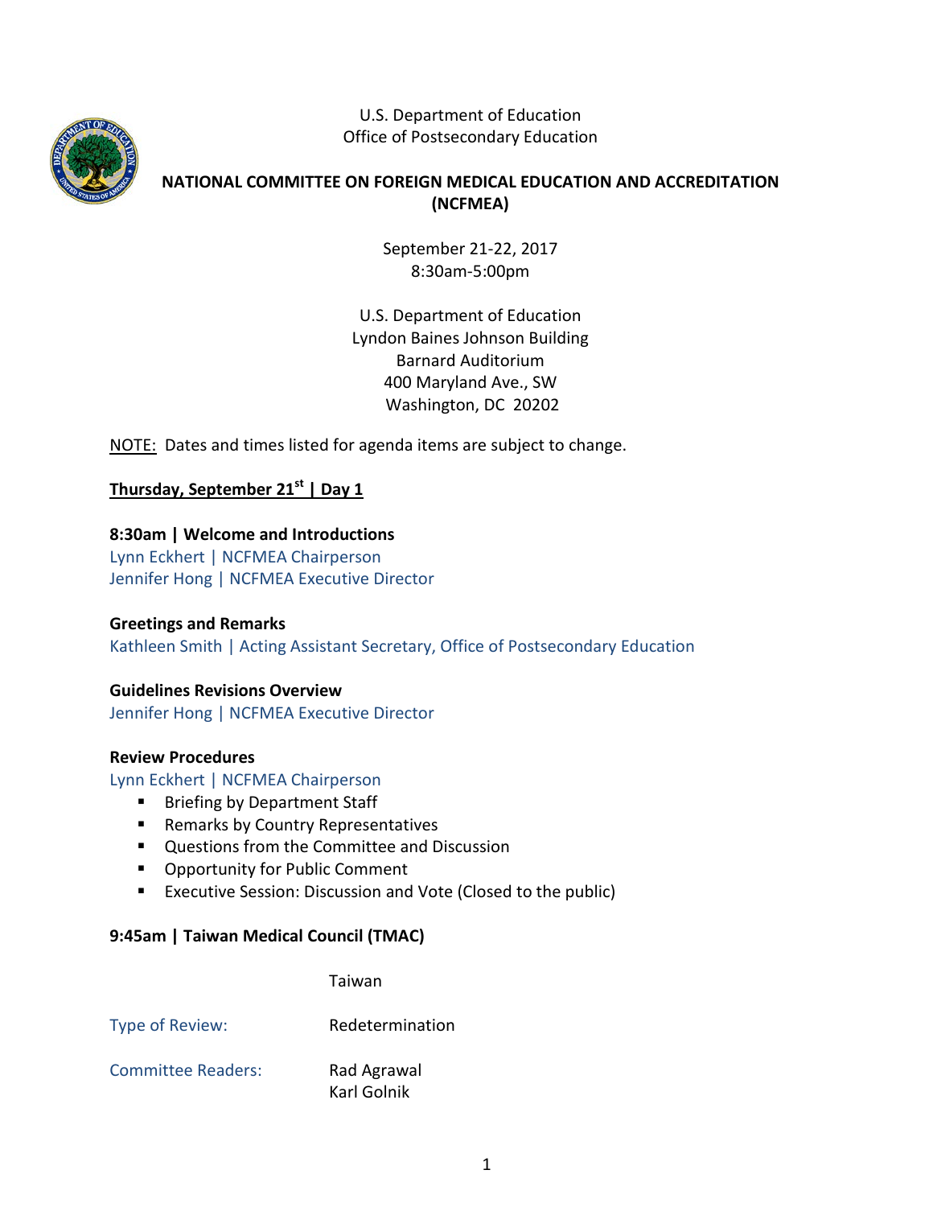U.S. Department of Education
Office of Postsecondary Education

# NATIONAL COMMITTEE ON FOREIGN MEDICAL EDUCATION AND ACCREDITATION (NCFMEA)

September 21-22, 2017
8:30am-5:00pm

U.S. Department of Education
Lyndon Baines Johnson Building
Barnard Auditorium
400 Maryland Ave., SW
Washington, DC 20202

NOTE: Dates and times listed for agenda items are subject to change.

## Thursday, September 21st | Day 1

**8:30am | Welcome and Introductions**
Lynn Eckhert | NCFMEA Chairperson
Jennifer Hong | NCFMEA Executive Director

**Greetings and Remarks**
Kathleen Smith | Acting Assistant Secretary, Office of Postsecondary Education

**Guidelines Revisions Overview**
Jennifer Hong | NCFMEA Executive Director

**Review Procedures**
Lynn Eckhert | NCFMEA Chairperson

- Briefing by Department Staff
- Remarks by Country Representatives
- Questions from the Committee and Discussion
- Opportunity for Public Comment
- Executive Session: Discussion and Vote (Closed to the public)

**9:45am | Taiwan Medical Council (TMAC)**

Taiwan

Type of Review: Redetermination

Committee Readers: Rad Agrawal
Karl Golnik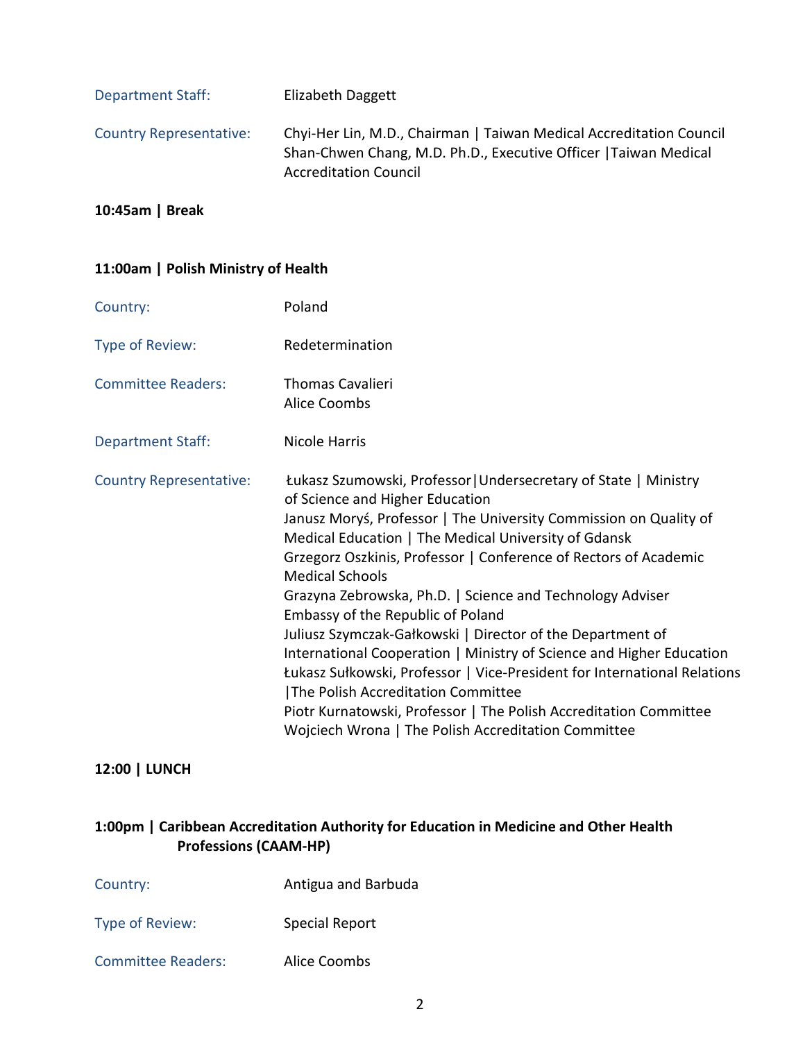Department Staff: Elizabeth Daggett

Country Representative: Chyi-Her Lin, M.D., Chairman | Taiwan Medical Accreditation Council
Shan-Chwen Chang, M.D. Ph.D., Executive Officer |Taiwan Medical Accreditation Council

**10:45am | Break**

**11:00am | Polish Ministry of Health**

Country: Poland

Type of Review: Redetermination

Committee Readers: Thomas Cavalieri
Alice Coombs

Department Staff: Nicole Harris

Country Representative: Łukasz Szumowski, Professor|Undersecretary of State | Ministry of Science and Higher Education
Janusz Moryś, Professor | The University Commission on Quality of Medical Education | The Medical University of Gdansk
Grzegorz Oszkinis, Professor | Conference of Rectors of Academic Medical Schools
Grazyna Zebrowska, Ph.D. | Science and Technology Adviser Embassy of the Republic of Poland
Juliusz Szymczak-Gałkowski | Director of the Department of International Cooperation | Ministry of Science and Higher Education
Łukasz Sułkowski, Professor | Vice-President for International Relations |The Polish Accreditation Committee
Piotr Kurnatowski, Professor | The Polish Accreditation Committee
Wojciech Wrona | The Polish Accreditation Committee

**12:00 | LUNCH**

**1:00pm | Caribbean Accreditation Authority for Education in Medicine and Other Health Professions (CAAM-HP)**

Country: Antigua and Barbuda

Type of Review: Special Report

Committee Readers: Alice Coombs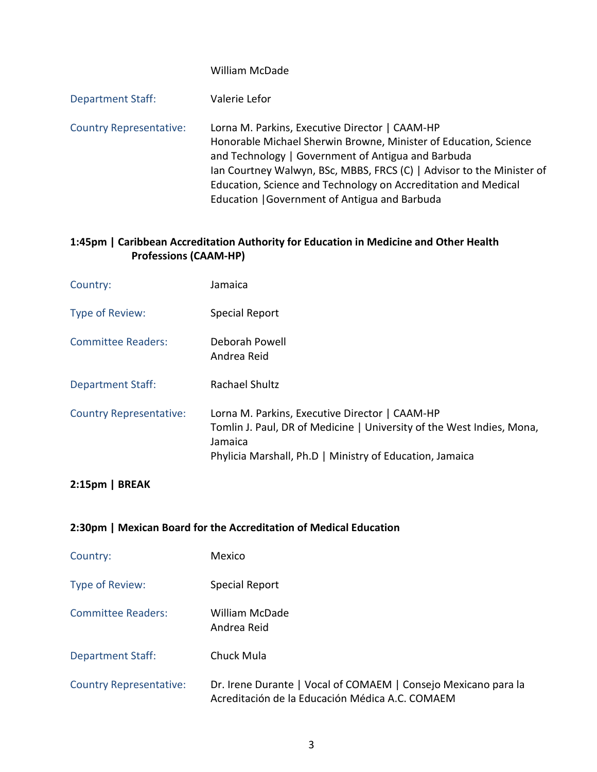| | |
|---|---|
| | William McDade |
| Department Staff: | Valerie Lefor |
| Country Representative: | Lorna M. Parkins, Executive Director \| CAAM-HP<br>Honorable Michael Sherwin Browne, Minister of Education, Science and Technology \| Government of Antigua and Barbuda<br>Ian Courtney Walwyn, BSc, MBBS, FRCS (C) \| Advisor to the Minister of Education, Science and Technology on Accreditation and Medical Education \|Government of Antigua and Barbuda |

**1:45pm | Caribbean Accreditation Authority for Education in Medicine and Other Health Professions (CAAM-HP)**

| | |
|---|---|
| Country: | Jamaica |
| Type of Review: | Special Report |
| Committee Readers: | Deborah Powell<br>Andrea Reid |
| Department Staff: | Rachael Shultz |
| Country Representative: | Lorna M. Parkins, Executive Director \| CAAM-HP<br>Tomlin J. Paul, DR of Medicine \| University of the West Indies, Mona, Jamaica<br>Phylicia Marshall, Ph.D \| Ministry of Education, Jamaica |

**2:15pm | BREAK**

**2:30pm | Mexican Board for the Accreditation of Medical Education**

| | |
|---|---|
| Country: | Mexico |
| Type of Review: | Special Report |
| Committee Readers: | William McDade<br>Andrea Reid |
| Department Staff: | Chuck Mula |
| Country Representative: | Dr. Irene Durante \| Vocal of COMAEM \| Consejo Mexicano para la Acreditación de la Educación Médica A.C. COMAEM |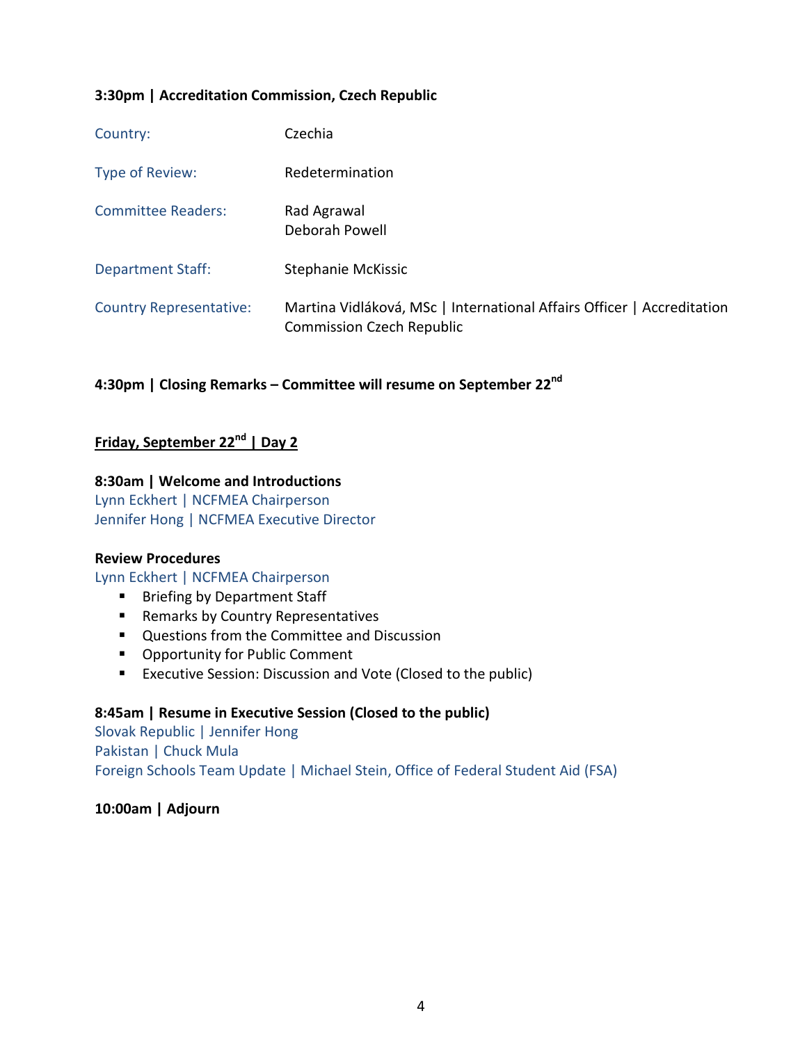**3:30pm | Accreditation Commission, Czech Republic**

| | |
|---|---|
| Country: | Czechia |
| Type of Review: | Redetermination |
| Committee Readers: | Rad Agrawal<br>Deborah Powell |
| Department Staff: | Stephanie McKissic |
| Country Representative: | Martina Vidláková, MSc \| International Affairs Officer \| Accreditation Commission Czech Republic |

**4:30pm | Closing Remarks – Committee will resume on September 22nd**

**Friday, September 22nd | Day 2**

**8:30am | Welcome and Introductions**
Lynn Eckhert | NCFMEA Chairperson
Jennifer Hong | NCFMEA Executive Director

**Review Procedures**
Lynn Eckhert | NCFMEA Chairperson

- Briefing by Department Staff
- Remarks by Country Representatives
- Questions from the Committee and Discussion
- Opportunity for Public Comment
- Executive Session: Discussion and Vote (Closed to the public)

**8:45am | Resume in Executive Session (Closed to the public)**
Slovak Republic | Jennifer Hong
Pakistan | Chuck Mula
Foreign Schools Team Update | Michael Stein, Office of Federal Student Aid (FSA)

**10:00am | Adjourn**